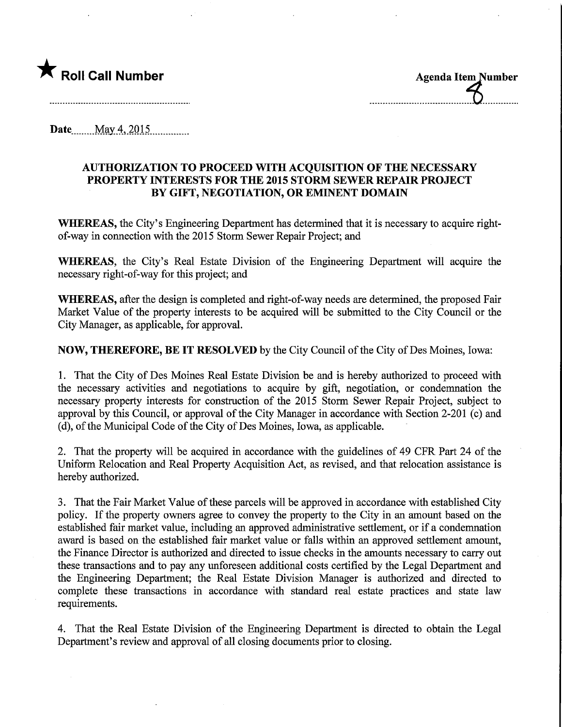★ **Roll Call Number**

**Agenda Item Number**
8

**Date** May 4, 2015

**AUTHORIZATION TO PROCEED WITH ACQUISITION OF THE NECESSARY PROPERTY INTERESTS FOR THE 2015 STORM SEWER REPAIR PROJECT BY GIFT, NEGOTIATION, OR EMINENT DOMAIN**

**WHEREAS,** the City's Engineering Department has determined that it is necessary to acquire right-of-way in connection with the 2015 Storm Sewer Repair Project; and

**WHEREAS,** the City's Real Estate Division of the Engineering Department will acquire the necessary right-of-way for this project; and

**WHEREAS,** after the design is completed and right-of-way needs are determined, the proposed Fair Market Value of the property interests to be acquired will be submitted to the City Council or the City Manager, as applicable, for approval.

**NOW, THEREFORE, BE IT RESOLVED** by the City Council of the City of Des Moines, Iowa:

1. That the City of Des Moines Real Estate Division be and is hereby authorized to proceed with the necessary activities and negotiations to acquire by gift, negotiation, or condemnation the necessary property interests for construction of the 2015 Storm Sewer Repair Project, subject to approval by this Council, or approval of the City Manager in accordance with Section 2-201 (c) and (d), of the Municipal Code of the City of Des Moines, Iowa, as applicable.

2. That the property will be acquired in accordance with the guidelines of 49 CFR Part 24 of the Uniform Relocation and Real Property Acquisition Act, as revised, and that relocation assistance is hereby authorized.

3. That the Fair Market Value of these parcels will be approved in accordance with established City policy. If the property owners agree to convey the property to the City in an amount based on the established fair market value, including an approved administrative settlement, or if a condemnation award is based on the established fair market value or falls within an approved settlement amount, the Finance Director is authorized and directed to issue checks in the amounts necessary to carry out these transactions and to pay any unforeseen additional costs certified by the Legal Department and the Engineering Department; the Real Estate Division Manager is authorized and directed to complete these transactions in accordance with standard real estate practices and state law requirements.

4. That the Real Estate Division of the Engineering Department is directed to obtain the Legal Department's review and approval of all closing documents prior to closing.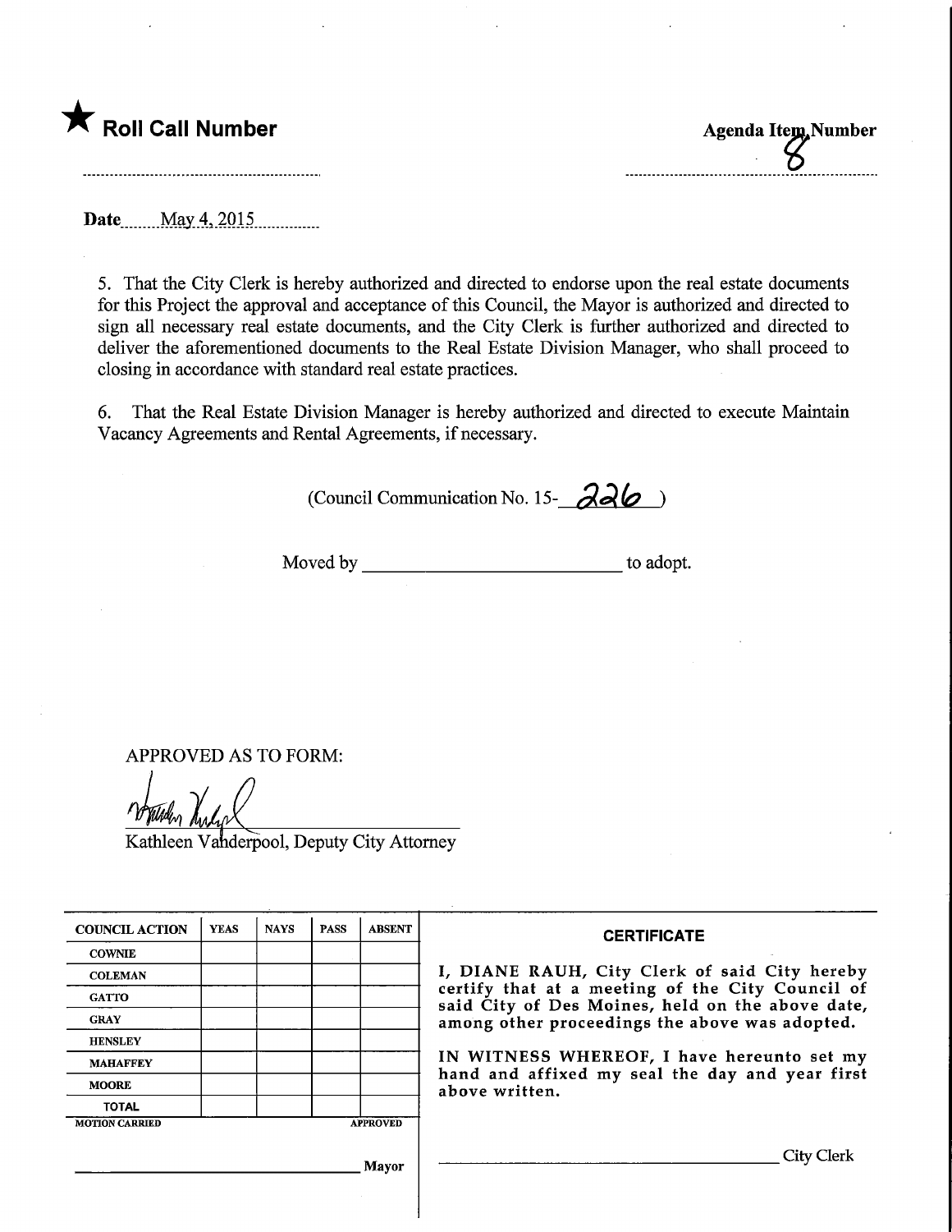★ **Roll Call Number**

**Agenda Item Number**
8

**Date** May 4, 2015

5. That the City Clerk is hereby authorized and directed to endorse upon the real estate documents for this Project the approval and acceptance of this Council, the Mayor is authorized and directed to sign all necessary real estate documents, and the City Clerk is further authorized and directed to deliver the aforementioned documents to the Real Estate Division Manager, who shall proceed to closing in accordance with standard real estate practices.

6. That the Real Estate Division Manager is hereby authorized and directed to execute Maintain Vacancy Agreements and Rental Agreements, if necessary.

(Council Communication No. 15-226)

Moved by ____________________________ to adopt.

APPROVED AS TO FORM:

Kathleen Vanderpool, Deputy City Attorney

| COUNCIL ACTION | YEAS | NAYS | PASS | ABSENT |
|---|---|---|---|---|
| COWNIE | | | | |
| COLEMAN | | | | |
| GATTO | | | | |
| GRAY | | | | |
| HENSLEY | | | | |
| MAHAFFEY | | | | |
| MOORE | | | | |
| TOTAL | | | | |

MOTION CARRIED APPROVED

______________________________ Mayor

**CERTIFICATE**

I, DIANE RAUH, City Clerk of said City hereby certify that at a meeting of the City Council of said City of Des Moines, held on the above date, among other proceedings the above was adopted.

IN WITNESS WHEREOF, I have hereunto set my hand and affixed my seal the day and year first above written.

______________________________ City Clerk